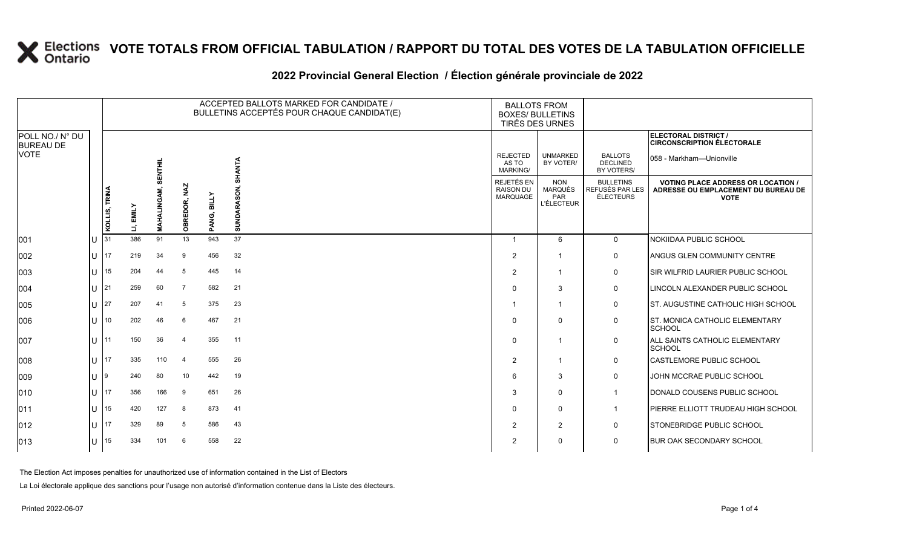# VOTE TOTALS FROM OFFICIAL TABULATION / RAPPORT DU TOTAL DES VOTES DE LA TABULATION OFFICIELLE

## 2022 Provincial General Election / Élection générale provinciale de 2022

| POLL NO./ N° DU BUREAU DE VOTE | | ACCEPTED BALLOTS MARKED FOR CANDIDATE / BULLETINS ACCEPTÉS POUR CHAQUE CANDIDAT(E) | | | | | | BALLOTS FROM BOXES/ BULLETINS TIRÉS DES URNES | | | ELECTORAL DISTRICT / CIRCONSCRIPTION ÉLECTORALE 058 - Markham—Unionville |
|---|---|---|---|---|---|---|---|---|---|---|---|
| | | KOLLIS, TRINA | LI, EMILY | MAHALINGAM, SENTHIL | OBREDOR, NAZ | PANG, BILLY | SUNDARASON, SHANTA | REJECTED AS TO MARKING/ REJETÉS EN RAISON DU MARQUAGE | UNMARKED BY VOTER/ NON MARQUÉS PAR L'ÉLECTEUR | BALLOTS DECLINED BY VOTERS/ BULLETINS REFUSÉS PAR LES ÉLECTEURS | VOTING PLACE ADDRESS OR LOCATION / ADRESSE OU EMPLACEMENT DU BUREAU DE VOTE |
| 001 | U | 31 | 386 | 91 | 13 | 943 | 37 | 1 | 6 | 0 | NOKIIDAA PUBLIC SCHOOL |
| 002 | U | 17 | 219 | 34 | 9 | 456 | 32 | 2 | 1 | 0 | ANGUS GLEN COMMUNITY CENTRE |
| 003 | U | 15 | 204 | 44 | 5 | 445 | 14 | 2 | 1 | 0 | SIR WILFRID LAURIER PUBLIC SCHOOL |
| 004 | U | 21 | 259 | 60 | 7 | 582 | 21 | 0 | 3 | 0 | LINCOLN ALEXANDER PUBLIC SCHOOL |
| 005 | U | 27 | 207 | 41 | 5 | 375 | 23 | 1 | 1 | 0 | ST. AUGUSTINE CATHOLIC HIGH SCHOOL |
| 006 | U | 10 | 202 | 46 | 6 | 467 | 21 | 0 | 0 | 0 | ST. MONICA CATHOLIC ELEMENTARY SCHOOL |
| 007 | U | 11 | 150 | 36 | 4 | 355 | 11 | 0 | 1 | 0 | ALL SAINTS CATHOLIC ELEMENTARY SCHOOL |
| 008 | U | 17 | 335 | 110 | 4 | 555 | 26 | 2 | 1 | 0 | CASTLEMORE PUBLIC SCHOOL |
| 009 | U | 9 | 240 | 80 | 10 | 442 | 19 | 6 | 3 | 0 | JOHN MCCRAE PUBLIC SCHOOL |
| 010 | U | 17 | 356 | 166 | 9 | 651 | 26 | 3 | 0 | 1 | DONALD COUSENS PUBLIC SCHOOL |
| 011 | U | 15 | 420 | 127 | 8 | 873 | 41 | 0 | 0 | 1 | PIERRE ELLIOTT TRUDEAU HIGH SCHOOL |
| 012 | U | 17 | 329 | 89 | 5 | 586 | 43 | 2 | 2 | 0 | STONEBRIDGE PUBLIC SCHOOL |
| 013 | U | 15 | 334 | 101 | 6 | 558 | 22 | 2 | 0 | 0 | BUR OAK SECONDARY SCHOOL |

The Election Act imposes penalties for unauthorized use of information contained in the List of Electors

La Loi électorale applique des sanctions pour l'usage non autorisé d'information contenue dans la Liste des électeurs.

Printed 2022-06-07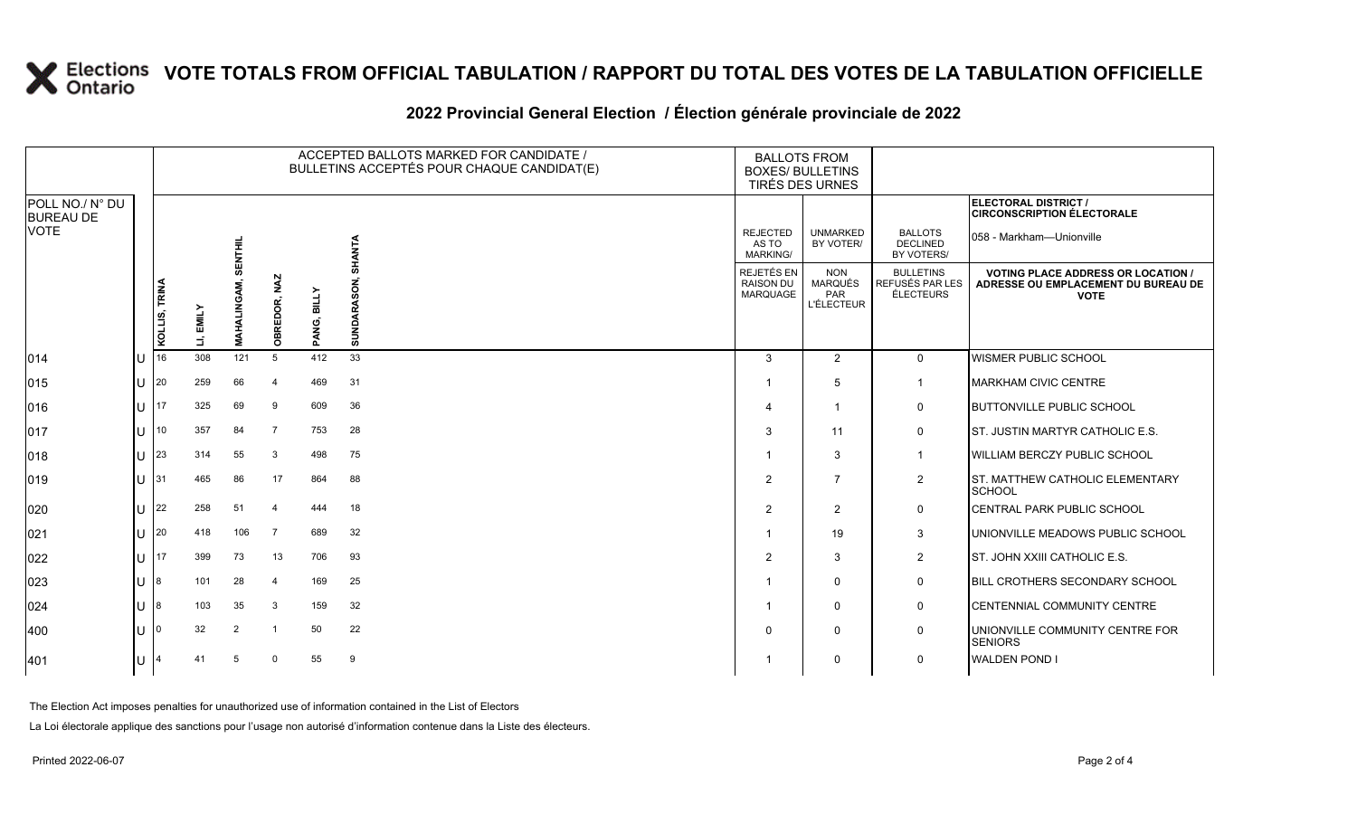# VOTE TOTALS FROM OFFICIAL TABULATION / RAPPORT DU TOTAL DES VOTES DE LA TABULATION OFFICIELLE

## 2022 Provincial General Election / Élection générale provinciale de 2022

ELECTORAL DISTRICT / CIRCONSCRIPTION ÉLECTORALE: 058 - Markham—Unionville

| POLL NO./ N° DU BUREAU DE VOTE | | ACCEPTED BALLOTS MARKED FOR CANDIDATE / BULLETINS ACCEPTÉS POUR CHAQUE CANDIDAT(E) | | | | | | BALLOTS FROM BOXES/ BULLETINS TIRÉS DES URNES | | | |
|---|---|---|---|---|---|---|---|---|---|---|---|
| | | KOLLIS, TRINA | LI, EMILY | MAHALINGAM, SENTHIL | OBREDOR, NAZ | PANG, BILLY | SUNDARASON, SHANTA | REJECTED AS TO MARKING/ REJETÉS EN RAISON DU MARQUAGE | UNMARKED BY VOTER/ NON MARQUÉS PAR L'ÉLECTEUR | BALLOTS DECLINED BY VOTERS/ BULLETINS REFUSÉS PAR LES ÉLECTEURS | VOTING PLACE ADDRESS OR LOCATION / ADRESSE OU EMPLACEMENT DU BUREAU DE VOTE |
| 014 | U | 16 | 308 | 121 | 5 | 412 | 33 | 3 | 2 | 0 | WISMER PUBLIC SCHOOL |
| 015 | U | 20 | 259 | 66 | 4 | 469 | 31 | 1 | 5 | 1 | MARKHAM CIVIC CENTRE |
| 016 | U | 17 | 325 | 69 | 9 | 609 | 36 | 4 | 1 | 0 | BUTTONVILLE PUBLIC SCHOOL |
| 017 | U | 10 | 357 | 84 | 7 | 753 | 28 | 3 | 11 | 0 | ST. JUSTIN MARTYR CATHOLIC E.S. |
| 018 | U | 23 | 314 | 55 | 3 | 498 | 75 | 1 | 3 | 1 | WILLIAM BERCZY PUBLIC SCHOOL |
| 019 | U | 31 | 465 | 86 | 17 | 864 | 88 | 2 | 7 | 2 | ST. MATTHEW CATHOLIC ELEMENTARY SCHOOL |
| 020 | U | 22 | 258 | 51 | 4 | 444 | 18 | 2 | 2 | 0 | CENTRAL PARK PUBLIC SCHOOL |
| 021 | U | 20 | 418 | 106 | 7 | 689 | 32 | 1 | 19 | 3 | UNIONVILLE MEADOWS PUBLIC SCHOOL |
| 022 | U | 17 | 399 | 73 | 13 | 706 | 93 | 2 | 3 | 2 | ST. JOHN XXIII CATHOLIC E.S. |
| 023 | U | 8 | 101 | 28 | 4 | 169 | 25 | 1 | 0 | 0 | BILL CROTHERS SECONDARY SCHOOL |
| 024 | U | 8 | 103 | 35 | 3 | 159 | 32 | 1 | 0 | 0 | CENTENNIAL COMMUNITY CENTRE |
| 400 | U | 0 | 32 | 2 | 1 | 50 | 22 | 0 | 0 | 0 | UNIONVILLE COMMUNITY CENTRE FOR SENIORS |
| 401 | U | 4 | 41 | 5 | 0 | 55 | 9 | 1 | 0 | 0 | WALDEN POND I |

The Election Act imposes penalties for unauthorized use of information contained in the List of Electors

La Loi électorale applique des sanctions pour l'usage non autorisé d'information contenue dans la Liste des électeurs.

Printed 2022-06-07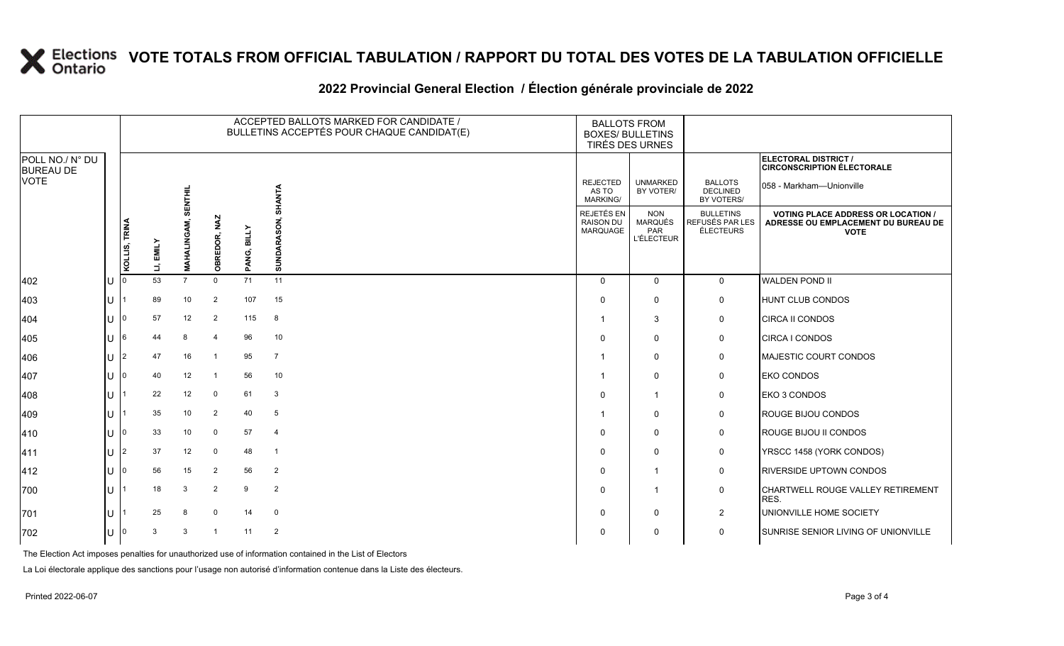# VOTE TOTALS FROM OFFICIAL TABULATION / RAPPORT DU TOTAL DES VOTES DE LA TABULATION OFFICIELLE

## 2022 Provincial General Election / Élection générale provinciale de 2022

| POLL NO./ N° DU BUREAU DE VOTE | | ACCEPTED BALLOTS MARKED FOR CANDIDATE / BULLETINS ACCEPTÉS POUR CHAQUE CANDIDAT(E) | | | | | | BALLOTS FROM BOXES/ BULLETINS TIRÉS DES URNES | | | ELECTORAL DISTRICT / CIRCONSCRIPTION ÉLECTORALE 058 - Markham—Unionville |
|---|---|---|---|---|---|---|---|---|---|---|---|
| | | KOLLIS, TRINA | LI, EMILY | MAHALINGAM, SENTHIL | OBREDOR, NAZ | PANG, BILLY | SUNDARASON, SHANTA | REJECTED AS TO MARKING/ REJETÉS EN RAISON DU MARQUAGE | UNMARKED BY VOTER/ NON MARQUÉS PAR L'ÉLECTEUR | BALLOTS DECLINED BY VOTERS/ BULLETINS REFUSÉS PAR LES ÉLECTEURS | VOTING PLACE ADDRESS OR LOCATION / ADRESSE OU EMPLACEMENT DU BUREAU DE VOTE |
| 402 | U | 0 | 53 | 7 | 0 | 71 | 11 | 0 | 0 | 0 | WALDEN POND II |
| 403 | U | 1 | 89 | 10 | 2 | 107 | 15 | 0 | 0 | 0 | HUNT CLUB CONDOS |
| 404 | U | 0 | 57 | 12 | 2 | 115 | 8 | 1 | 3 | 0 | CIRCA II CONDOS |
| 405 | U | 6 | 44 | 8 | 4 | 96 | 10 | 0 | 0 | 0 | CIRCA I CONDOS |
| 406 | U | 2 | 47 | 16 | 1 | 95 | 7 | 1 | 0 | 0 | MAJESTIC COURT CONDOS |
| 407 | U | 0 | 40 | 12 | 1 | 56 | 10 | 1 | 0 | 0 | EKO CONDOS |
| 408 | U | 1 | 22 | 12 | 0 | 61 | 3 | 0 | 1 | 0 | EKO 3 CONDOS |
| 409 | U | 1 | 35 | 10 | 2 | 40 | 5 | 1 | 0 | 0 | ROUGE BIJOU CONDOS |
| 410 | U | 0 | 33 | 10 | 0 | 57 | 4 | 0 | 0 | 0 | ROUGE BIJOU II CONDOS |
| 411 | U | 2 | 37 | 12 | 0 | 48 | 1 | 0 | 0 | 0 | YRSCC 1458 (YORK CONDOS) |
| 412 | U | 0 | 56 | 15 | 2 | 56 | 2 | 0 | 1 | 0 | RIVERSIDE UPTOWN CONDOS |
| 700 | U | 1 | 18 | 3 | 2 | 9 | 2 | 0 | 1 | 0 | CHARTWELL ROUGE VALLEY RETIREMENT RES. |
| 701 | U | 1 | 25 | 8 | 0 | 14 | 0 | 0 | 0 | 2 | UNIONVILLE HOME SOCIETY |
| 702 | U | 0 | 3 | 3 | 1 | 11 | 2 | 0 | 0 | 0 | SUNRISE SENIOR LIVING OF UNIONVILLE |

The Election Act imposes penalties for unauthorized use of information contained in the List of Electors

La Loi électorale applique des sanctions pour l'usage non autorisé d'information contenue dans la Liste des électeurs.

Printed 2022-06-07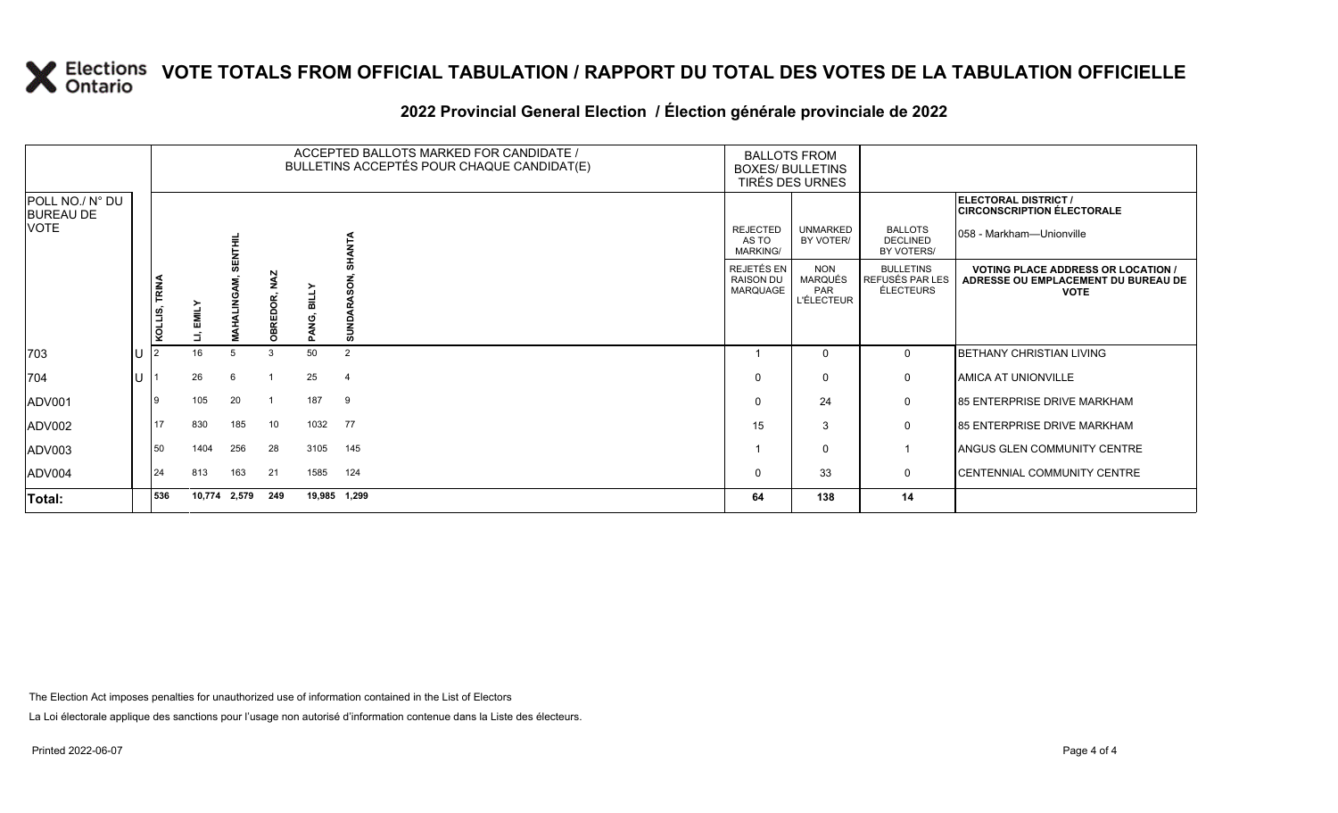# VOTE TOTALS FROM OFFICIAL TABULATION / RAPPORT DU TOTAL DES VOTES DE LA TABULATION OFFICIELLE

## 2022 Provincial General Election / Élection générale provinciale de 2022

| POLL NO./ N° DU BUREAU DE VOTE | | ACCEPTED BALLOTS MARKED FOR CANDIDATE / BULLETINS ACCEPTÉS POUR CHAQUE CANDIDAT(E) | | | | | | BALLOTS FROM BOXES/ BULLETINS TIRÉS DES URNES | | | ELECTORAL DISTRICT / CIRCONSCRIPTION ÉLECTORALE 058 - Markham—Unionville |
|---|---|---|---|---|---|---|---|---|---|---|---|
| | | KOLLIS, TRINA | LI, EMILY | MAHALINGAM, SENTHIL | OBREDOR, NAZ | PANG, BILLY | SUNDARASON, SHANTA | REJECTED AS TO MARKING/ REJETÉS EN RAISON DU MARQUAGE | UNMARKED BY VOTER/ NON MARQUÉS PAR L'ÉLECTEUR | BALLOTS DECLINED BY VOTERS/ BULLETINS REFUSÉS PAR LES ÉLECTEURS | VOTING PLACE ADDRESS OR LOCATION / ADRESSE OU EMPLACEMENT DU BUREAU DE VOTE |
| 703 | U | 2 | 16 | 5 | 3 | 50 | 2 | 1 | 0 | 0 | BETHANY CHRISTIAN LIVING |
| 704 | U | 1 | 26 | 6 | 1 | 25 | 4 | 0 | 0 | 0 | AMICA AT UNIONVILLE |
| ADV001 | | 9 | 105 | 20 | 1 | 187 | 9 | 0 | 24 | 0 | 85 ENTERPRISE DRIVE MARKHAM |
| ADV002 | | 17 | 830 | 185 | 10 | 1032 | 77 | 15 | 3 | 0 | 85 ENTERPRISE DRIVE MARKHAM |
| ADV003 | | 50 | 1404 | 256 | 28 | 3105 | 145 | 1 | 0 | 1 | ANGUS GLEN COMMUNITY CENTRE |
| ADV004 | | 24 | 813 | 163 | 21 | 1585 | 124 | 0 | 33 | 0 | CENTENNIAL COMMUNITY CENTRE |
| **Total:** | | **536** | **10,774** | **2,579** | **249** | **19,985** | **1,299** | **64** | **138** | **14** | |

The Election Act imposes penalties for unauthorized use of information contained in the List of Electors

La Loi électorale applique des sanctions pour l'usage non autorisé d'information contenue dans la Liste des électeurs.

Printed 2022-06-07